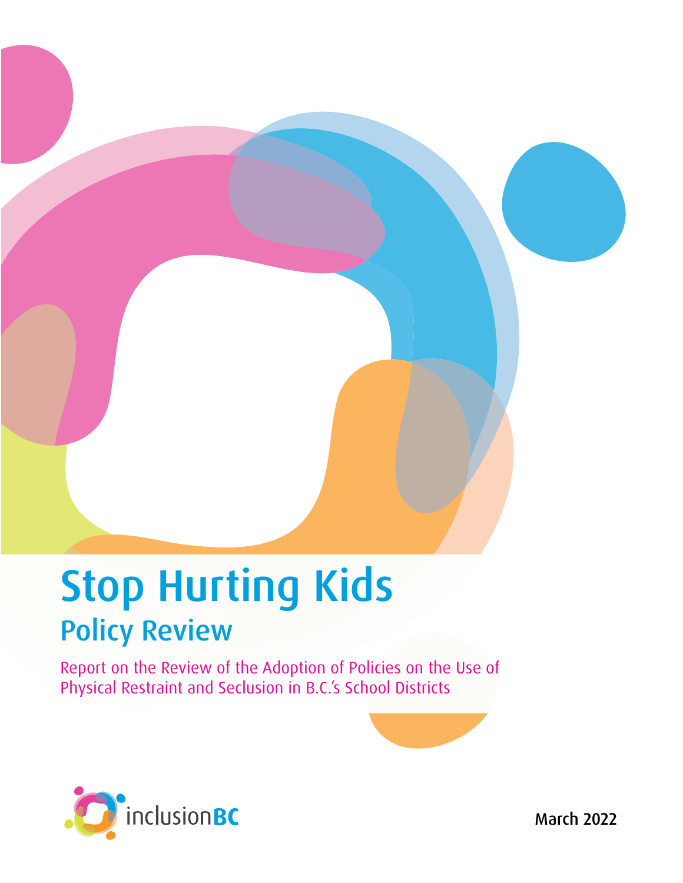# Stop Hurting Kids

## Policy Review

Report on the Review of the Adoption of Policies on the Use of Physical Restraint and Seclusion in B.C.'s School Districts

inclusionBC

March 2022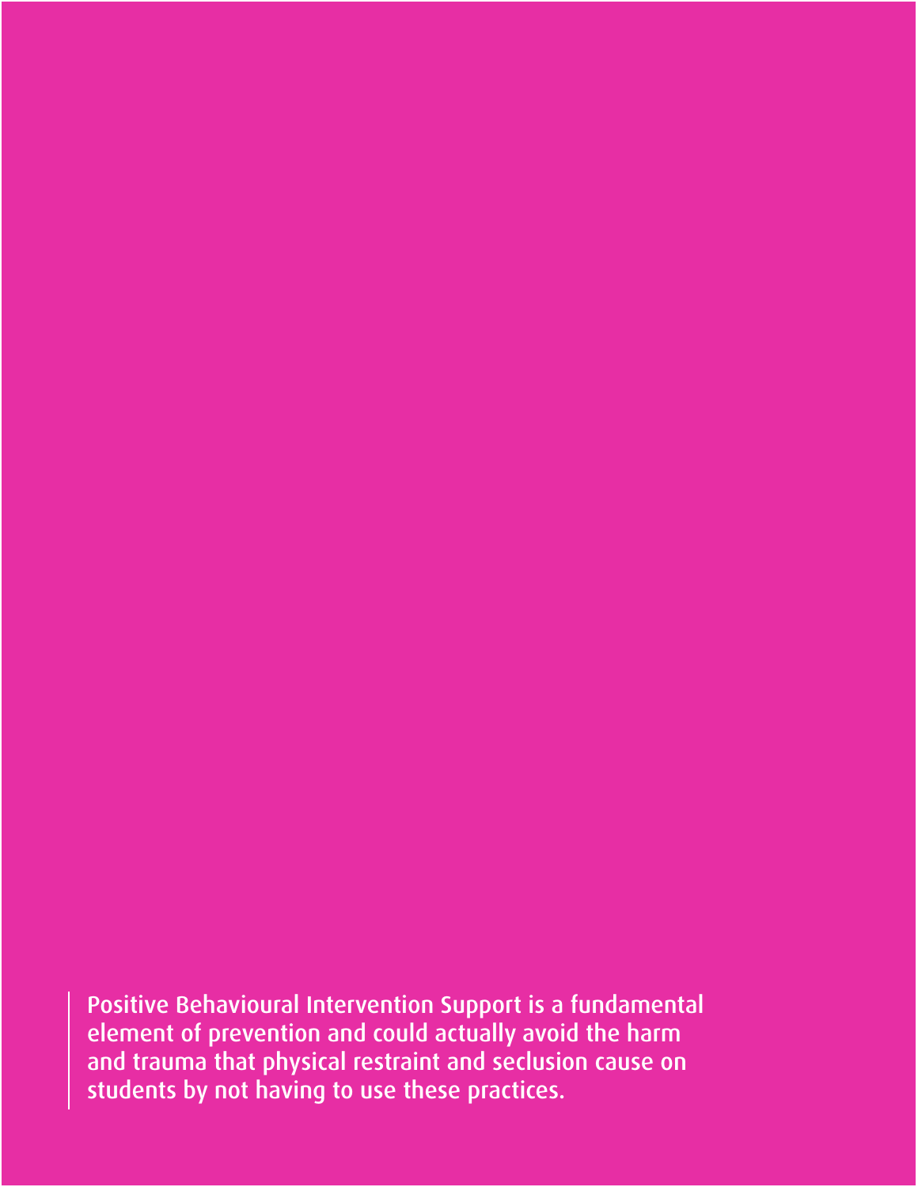Positive Behavioural Intervention Support is a fundamental element of prevention and could actually avoid the harm and trauma that physical restraint and seclusion cause on students by not having to use these practices.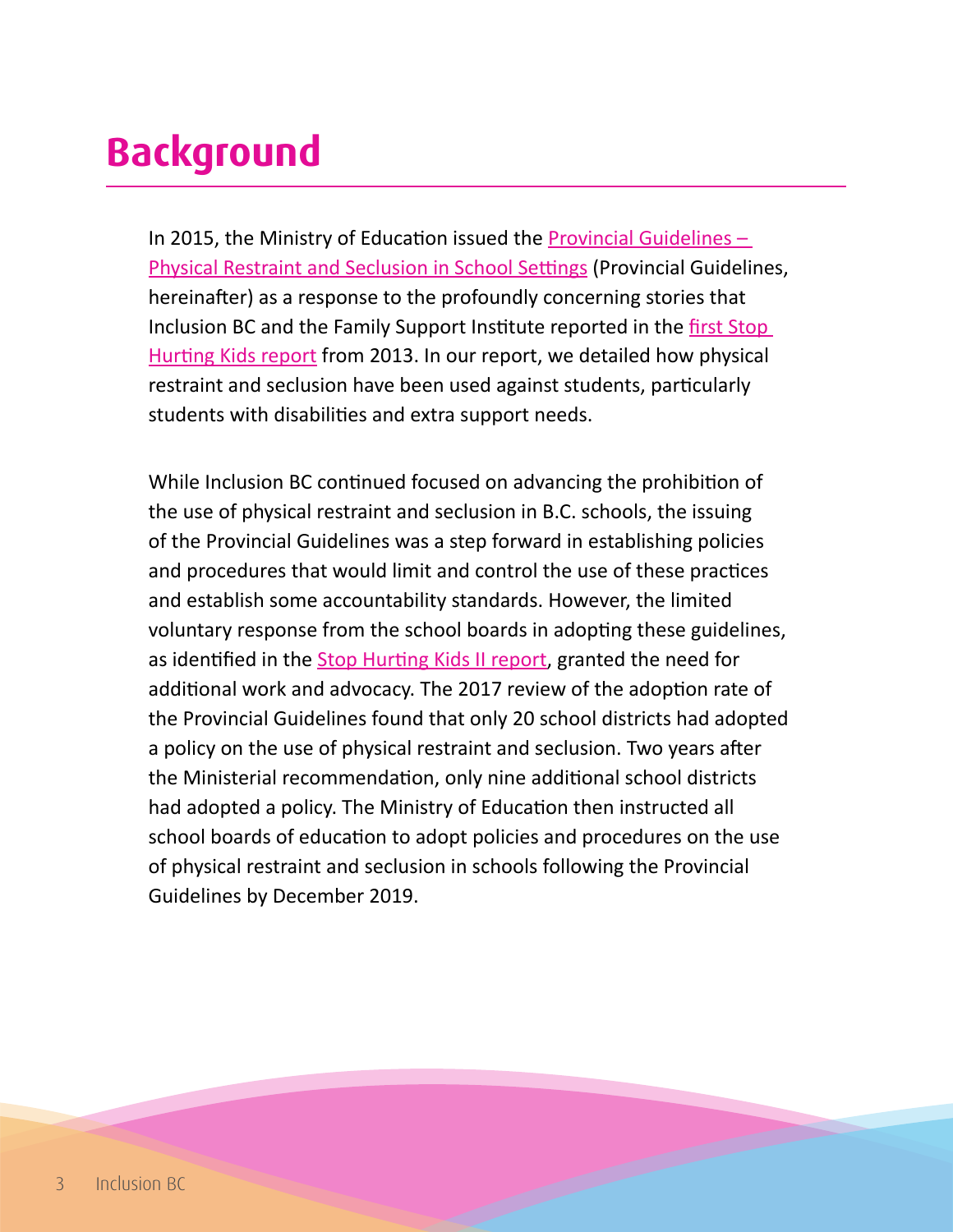# Background

In 2015, the Ministry of Education issued the [Provincial Guidelines – Physical Restraint and Seclusion in School Settings] (Provincial Guidelines, hereinafter) as a response to the profoundly concerning stories that Inclusion BC and the Family Support Institute reported in the [first Stop Hurting Kids report] from 2013. In our report, we detailed how physical restraint and seclusion have been used against students, particularly students with disabilities and extra support needs.

While Inclusion BC continued focused on advancing the prohibition of the use of physical restraint and seclusion in B.C. schools, the issuing of the Provincial Guidelines was a step forward in establishing policies and procedures that would limit and control the use of these practices and establish some accountability standards. However, the limited voluntary response from the school boards in adopting these guidelines, as identified in the [Stop Hurting Kids II report], granted the need for additional work and advocacy. The 2017 review of the adoption rate of the Provincial Guidelines found that only 20 school districts had adopted a policy on the use of physical restraint and seclusion. Two years after the Ministerial recommendation, only nine additional school districts had adopted a policy. The Ministry of Education then instructed all school boards of education to adopt policies and procedures on the use of physical restraint and seclusion in schools following the Provincial Guidelines by December 2019.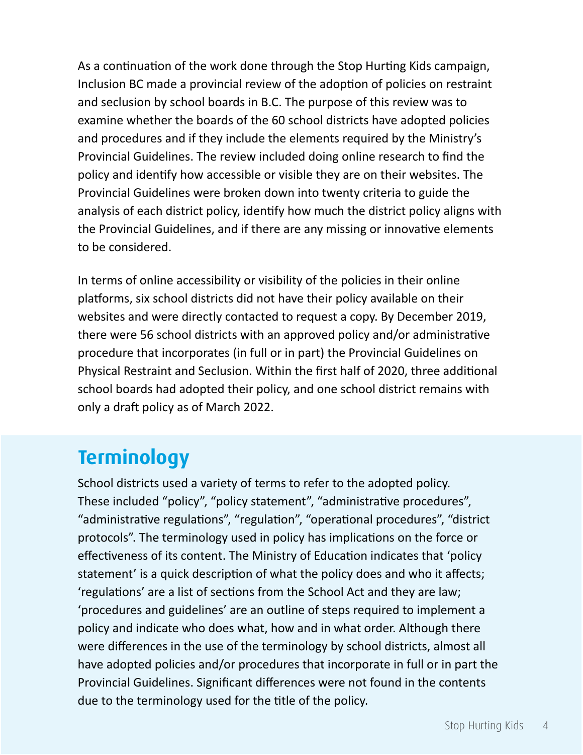As a continuation of the work done through the Stop Hurting Kids campaign, Inclusion BC made a provincial review of the adoption of policies on restraint and seclusion by school boards in B.C. The purpose of this review was to examine whether the boards of the 60 school districts have adopted policies and procedures and if they include the elements required by the Ministry's Provincial Guidelines. The review included doing online research to find the policy and identify how accessible or visible they are on their websites. The Provincial Guidelines were broken down into twenty criteria to guide the analysis of each district policy, identify how much the district policy aligns with the Provincial Guidelines, and if there are any missing or innovative elements to be considered.

In terms of online accessibility or visibility of the policies in their online platforms, six school districts did not have their policy available on their websites and were directly contacted to request a copy. By December 2019, there were 56 school districts with an approved policy and/or administrative procedure that incorporates (in full or in part) the Provincial Guidelines on Physical Restraint and Seclusion. Within the first half of 2020, three additional school boards had adopted their policy, and one school district remains with only a draft policy as of March 2022.

## Terminology

School districts used a variety of terms to refer to the adopted policy. These included "policy", "policy statement", "administrative procedures", "administrative regulations", "regulation", "operational procedures", "district protocols". The terminology used in policy has implications on the force or effectiveness of its content. The Ministry of Education indicates that 'policy statement' is a quick description of what the policy does and who it affects; 'regulations' are a list of sections from the School Act and they are law; 'procedures and guidelines' are an outline of steps required to implement a policy and indicate who does what, how and in what order. Although there were differences in the use of the terminology by school districts, almost all have adopted policies and/or procedures that incorporate in full or in part the Provincial Guidelines. Significant differences were not found in the contents due to the terminology used for the title of the policy.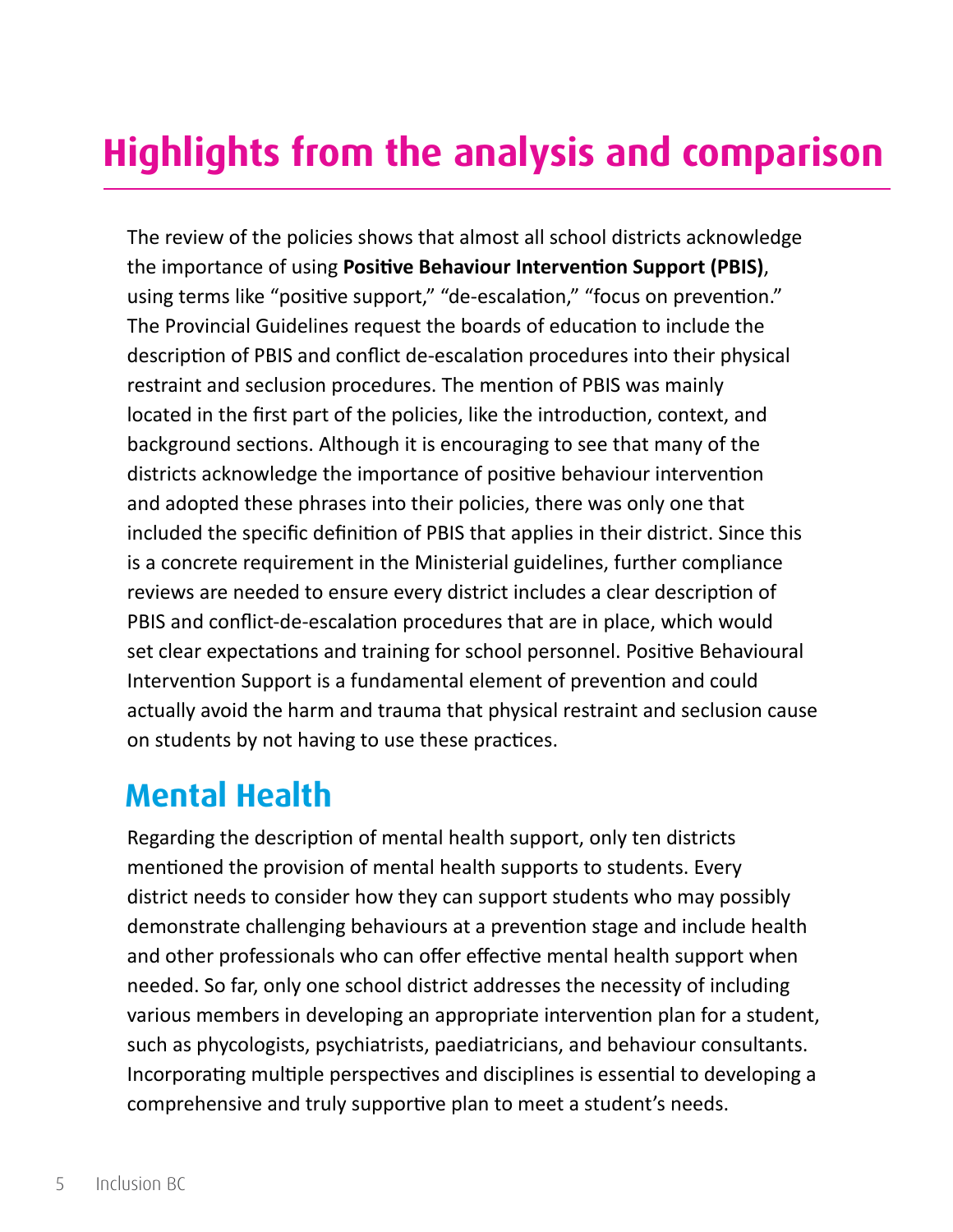# Highlights from the analysis and comparison

The review of the policies shows that almost all school districts acknowledge the importance of using **Positive Behaviour Intervention Support (PBIS)**, using terms like “positive support,” “de-escalation,” “focus on prevention.” The Provincial Guidelines request the boards of education to include the description of PBIS and conflict de-escalation procedures into their physical restraint and seclusion procedures. The mention of PBIS was mainly located in the first part of the policies, like the introduction, context, and background sections. Although it is encouraging to see that many of the districts acknowledge the importance of positive behaviour intervention and adopted these phrases into their policies, there was only one that included the specific definition of PBIS that applies in their district. Since this is a concrete requirement in the Ministerial guidelines, further compliance reviews are needed to ensure every district includes a clear description of PBIS and conflict-de-escalation procedures that are in place, which would set clear expectations and training for school personnel. Positive Behavioural Intervention Support is a fundamental element of prevention and could actually avoid the harm and trauma that physical restraint and seclusion cause on students by not having to use these practices.

## Mental Health

Regarding the description of mental health support, only ten districts mentioned the provision of mental health supports to students. Every district needs to consider how they can support students who may possibly demonstrate challenging behaviours at a prevention stage and include health and other professionals who can offer effective mental health support when needed. So far, only one school district addresses the necessity of including various members in developing an appropriate intervention plan for a student, such as phycologists, psychiatrists, paediatricians, and behaviour consultants. Incorporating multiple perspectives and disciplines is essential to developing a comprehensive and truly supportive plan to meet a student’s needs.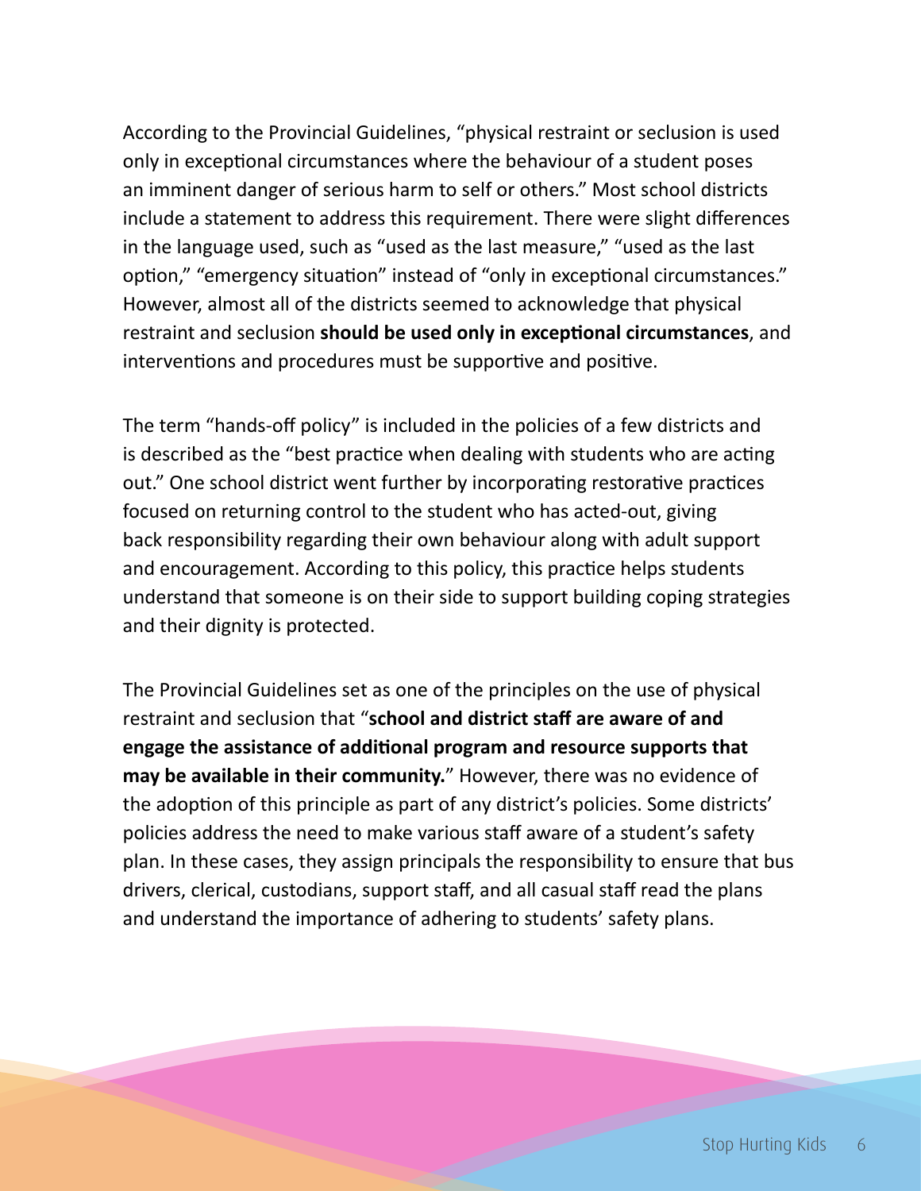According to the Provincial Guidelines, “physical restraint or seclusion is used only in exceptional circumstances where the behaviour of a student poses an imminent danger of serious harm to self or others.” Most school districts include a statement to address this requirement. There were slight differences in the language used, such as “used as the last measure,” “used as the last option,” “emergency situation” instead of “only in exceptional circumstances.” However, almost all of the districts seemed to acknowledge that physical restraint and seclusion **should be used only in exceptional circumstances**, and interventions and procedures must be supportive and positive.

The term “hands-off policy” is included in the policies of a few districts and is described as the “best practice when dealing with students who are acting out.” One school district went further by incorporating restorative practices focused on returning control to the student who has acted-out, giving back responsibility regarding their own behaviour along with adult support and encouragement. According to this policy, this practice helps students understand that someone is on their side to support building coping strategies and their dignity is protected.

The Provincial Guidelines set as one of the principles on the use of physical restraint and seclusion that “**school and district staff are aware of and engage the assistance of additional program and resource supports that may be available in their community.**” However, there was no evidence of the adoption of this principle as part of any district’s policies. Some districts’ policies address the need to make various staff aware of a student’s safety plan. In these cases, they assign principals the responsibility to ensure that bus drivers, clerical, custodians, support staff, and all casual staff read the plans and understand the importance of adhering to students’ safety plans.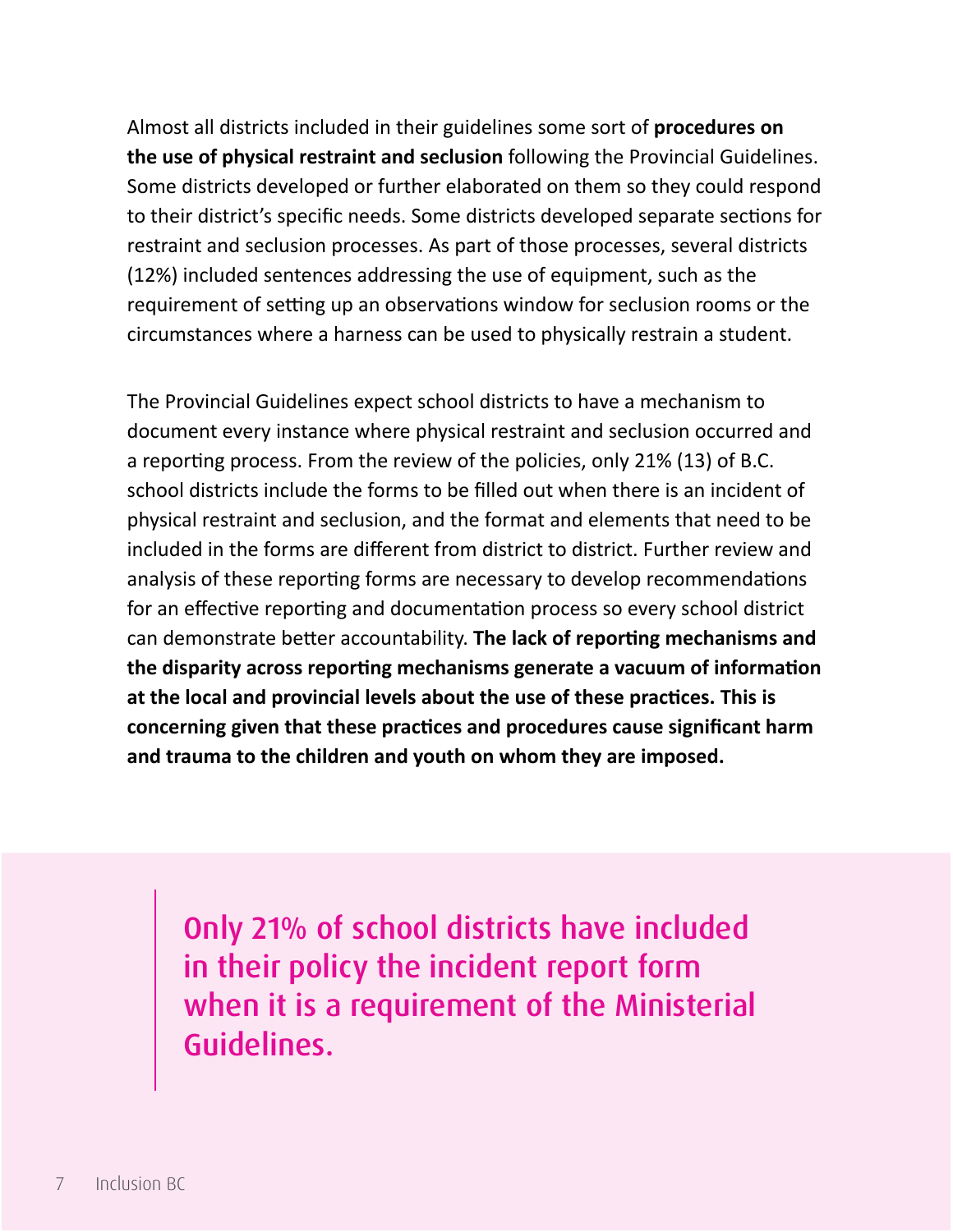Almost all districts included in their guidelines some sort of **procedures on the use of physical restraint and seclusion** following the Provincial Guidelines. Some districts developed or further elaborated on them so they could respond to their district's specific needs. Some districts developed separate sections for restraint and seclusion processes. As part of those processes, several districts (12%) included sentences addressing the use of equipment, such as the requirement of setting up an observations window for seclusion rooms or the circumstances where a harness can be used to physically restrain a student.

The Provincial Guidelines expect school districts to have a mechanism to document every instance where physical restraint and seclusion occurred and a reporting process. From the review of the policies, only 21% (13) of B.C. school districts include the forms to be filled out when there is an incident of physical restraint and seclusion, and the format and elements that need to be included in the forms are different from district to district. Further review and analysis of these reporting forms are necessary to develop recommendations for an effective reporting and documentation process so every school district can demonstrate better accountability. **The lack of reporting mechanisms and the disparity across reporting mechanisms generate a vacuum of information at the local and provincial levels about the use of these practices. This is concerning given that these practices and procedures cause significant harm and trauma to the children and youth on whom they are imposed.**

> Only 21% of school districts have included in their policy the incident report form when it is a requirement of the Ministerial Guidelines.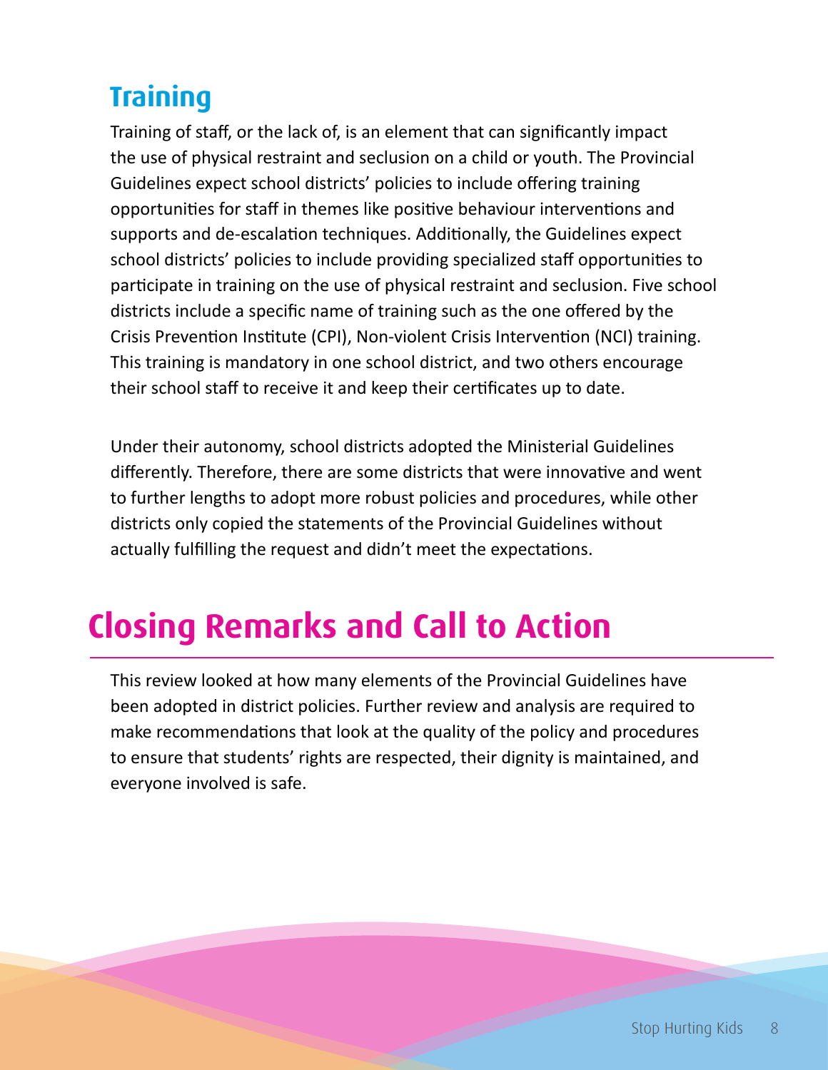## Training

Training of staff, or the lack of, is an element that can significantly impact the use of physical restraint and seclusion on a child or youth. The Provincial Guidelines expect school districts' policies to include offering training opportunities for staff in themes like positive behaviour interventions and supports and de-escalation techniques. Additionally, the Guidelines expect school districts' policies to include providing specialized staff opportunities to participate in training on the use of physical restraint and seclusion. Five school districts include a specific name of training such as the one offered by the Crisis Prevention Institute (CPI), Non-violent Crisis Intervention (NCI) training. This training is mandatory in one school district, and two others encourage their school staff to receive it and keep their certificates up to date.

Under their autonomy, school districts adopted the Ministerial Guidelines differently. Therefore, there are some districts that were innovative and went to further lengths to adopt more robust policies and procedures, while other districts only copied the statements of the Provincial Guidelines without actually fulfilling the request and didn't meet the expectations.

# Closing Remarks and Call to Action

This review looked at how many elements of the Provincial Guidelines have been adopted in district policies. Further review and analysis are required to make recommendations that look at the quality of the policy and procedures to ensure that students' rights are respected, their dignity is maintained, and everyone involved is safe.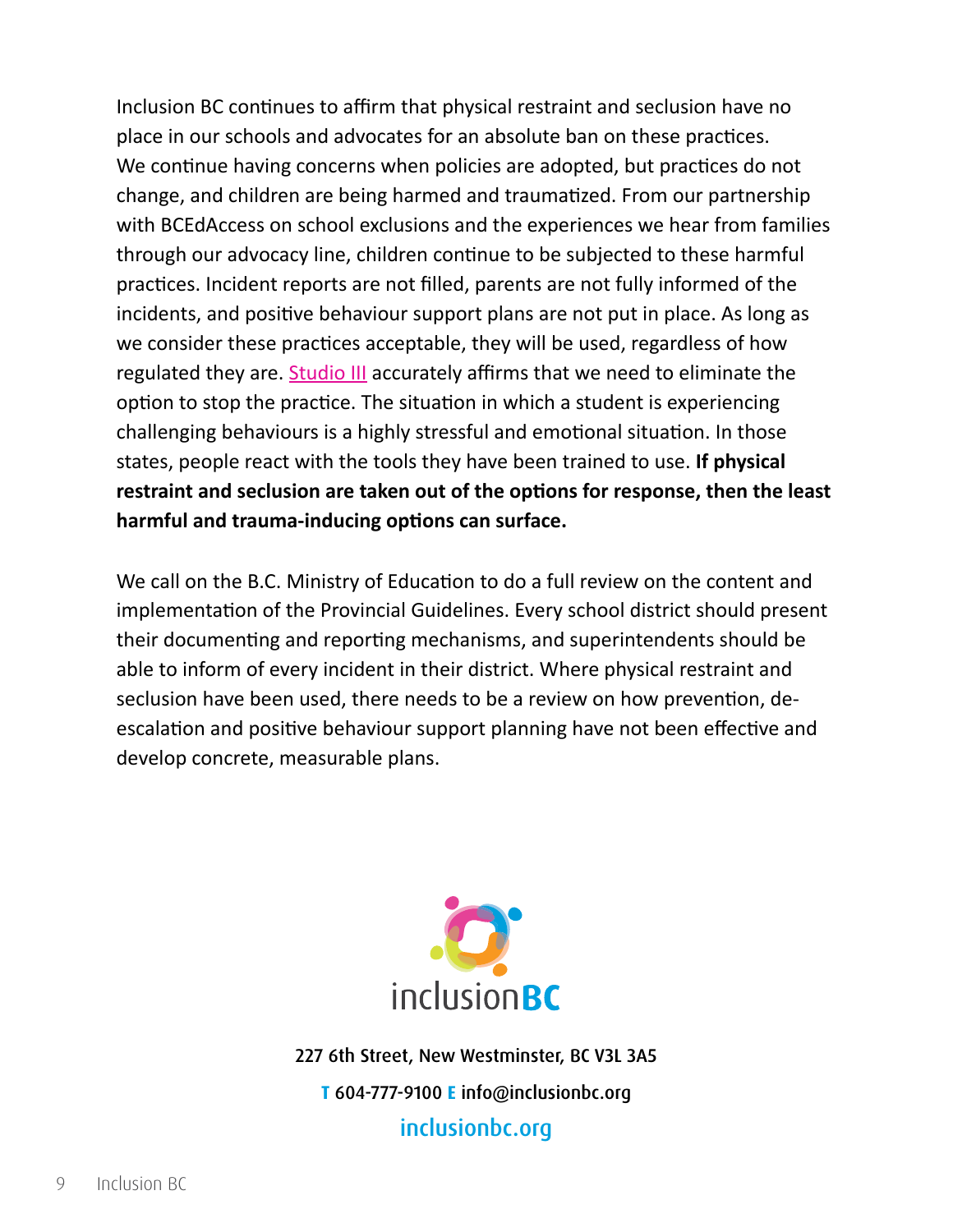Inclusion BC continues to affirm that physical restraint and seclusion have no place in our schools and advocates for an absolute ban on these practices. We continue having concerns when policies are adopted, but practices do not change, and children are being harmed and traumatized. From our partnership with BCEdAccess on school exclusions and the experiences we hear from families through our advocacy line, children continue to be subjected to these harmful practices. Incident reports are not filled, parents are not fully informed of the incidents, and positive behaviour support plans are not put in place. As long as we consider these practices acceptable, they will be used, regardless of how regulated they are. Studio III accurately affirms that we need to eliminate the option to stop the practice. The situation in which a student is experiencing challenging behaviours is a highly stressful and emotional situation. In those states, people react with the tools they have been trained to use. **If physical restraint and seclusion are taken out of the options for response, then the least harmful and trauma-inducing options can surface.**

We call on the B.C. Ministry of Education to do a full review on the content and implementation of the Provincial Guidelines. Every school district should present their documenting and reporting mechanisms, and superintendents should be able to inform of every incident in their district. Where physical restraint and seclusion have been used, there needs to be a review on how prevention, de-escalation and positive behaviour support planning have not been effective and develop concrete, measurable plans.

inclusionBC

227 6th Street, New Westminster, BC V3L 3A5

**T** 604-777-9100 **E** info@inclusionbc.org

inclusionbc.org